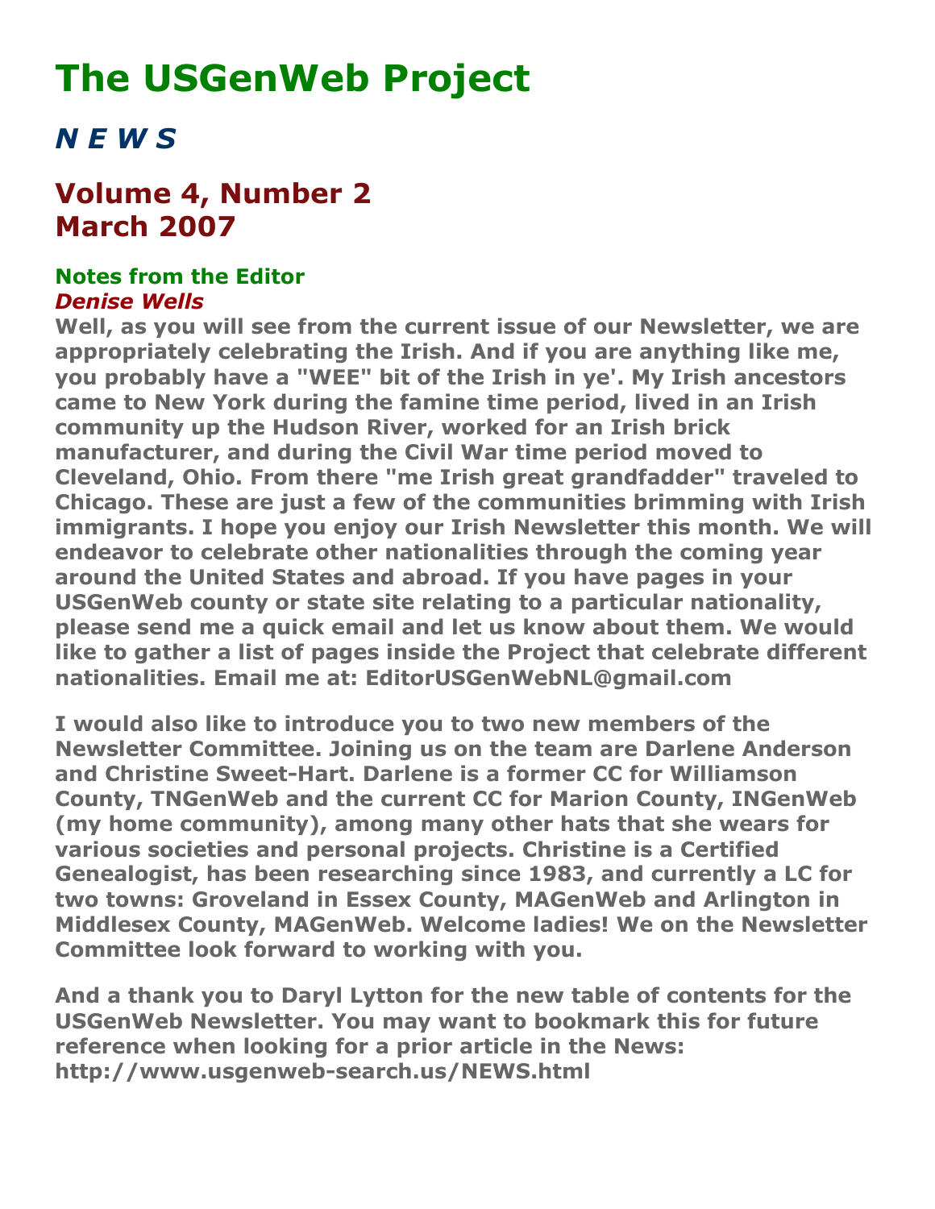# The USGenWeb Project

## *N E W S*

## Volume 4, Number 2
## March 2007

### Notes from the Editor
***Denise Wells***

**Well, as you will see from the current issue of our Newsletter, we are appropriately celebrating the Irish. And if you are anything like me, you probably have a "WEE" bit of the Irish in ye'. My Irish ancestors came to New York during the famine time period, lived in an Irish community up the Hudson River, worked for an Irish brick manufacturer, and during the Civil War time period moved to Cleveland, Ohio. From there "me Irish great grandfadder" traveled to Chicago. These are just a few of the communities brimming with Irish immigrants. I hope you enjoy our Irish Newsletter this month. We will endeavor to celebrate other nationalities through the coming year around the United States and abroad. If you have pages in your USGenWeb county or state site relating to a particular nationality, please send me a quick email and let us know about them. We would like to gather a list of pages inside the Project that celebrate different nationalities. Email me at: EditorUSGenWebNL@gmail.com**

**I would also like to introduce you to two new members of the Newsletter Committee. Joining us on the team are Darlene Anderson and Christine Sweet-Hart. Darlene is a former CC for Williamson County, TNGenWeb and the current CC for Marion County, INGenWeb (my home community), among many other hats that she wears for various societies and personal projects. Christine is a Certified Genealogist, has been researching since 1983, and currently a LC for two towns: Groveland in Essex County, MAGenWeb and Arlington in Middlesex County, MAGenWeb. Welcome ladies! We on the Newsletter Committee look forward to working with you.**

**And a thank you to Daryl Lytton for the new table of contents for the USGenWeb Newsletter. You may want to bookmark this for future reference when looking for a prior article in the News: http://www.usgenweb-search.us/NEWS.html**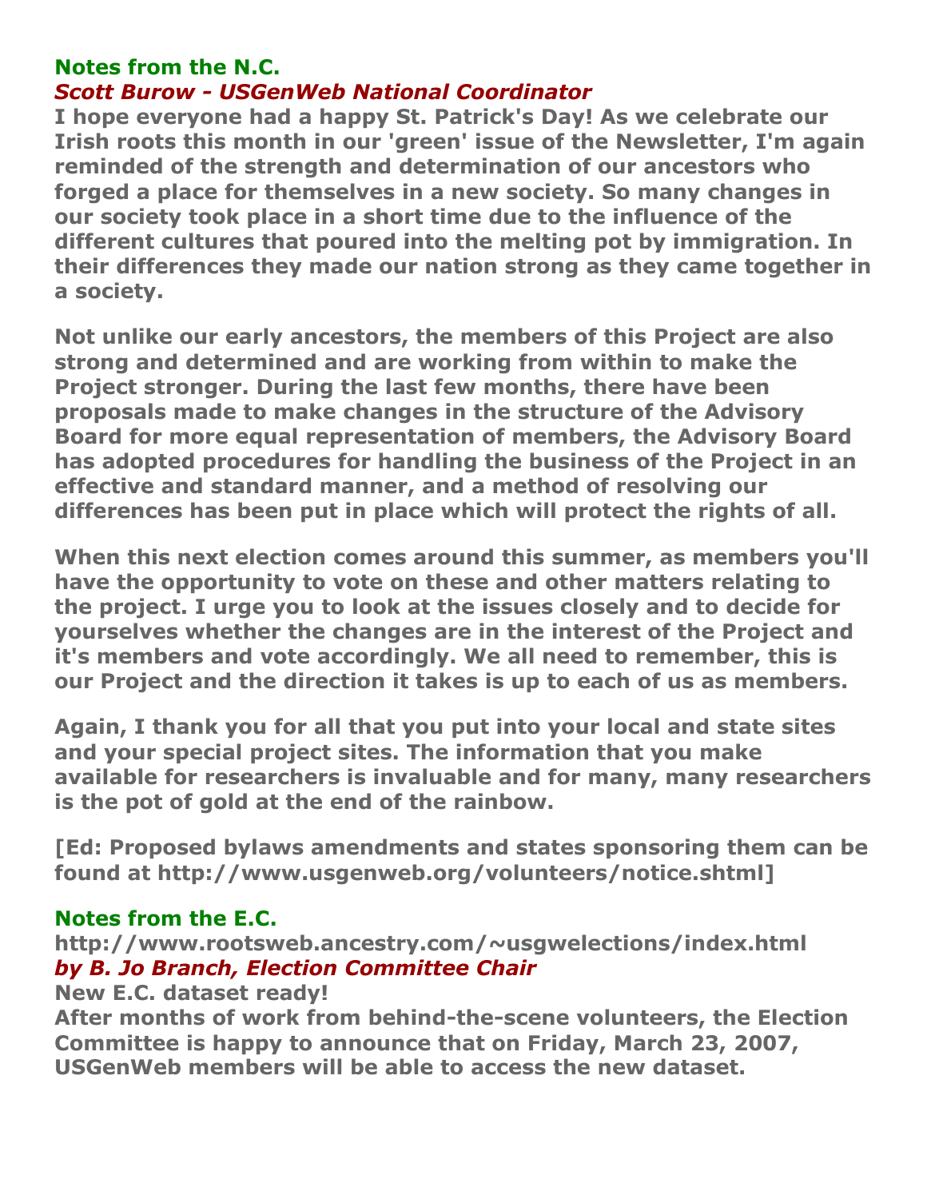## Notes from the N.C.

### *Scott Burow - USGenWeb National Coordinator*

**I hope everyone had a happy St. Patrick's Day! As we celebrate our Irish roots this month in our 'green' issue of the Newsletter, I'm again reminded of the strength and determination of our ancestors who forged a place for themselves in a new society. So many changes in our society took place in a short time due to the influence of the different cultures that poured into the melting pot by immigration. In their differences they made our nation strong as they came together in a society.**

**Not unlike our early ancestors, the members of this Project are also strong and determined and are working from within to make the Project stronger. During the last few months, there have been proposals made to make changes in the structure of the Advisory Board for more equal representation of members, the Advisory Board has adopted procedures for handling the business of the Project in an effective and standard manner, and a method of resolving our differences has been put in place which will protect the rights of all.**

**When this next election comes around this summer, as members you'll have the opportunity to vote on these and other matters relating to the project. I urge you to look at the issues closely and to decide for yourselves whether the changes are in the interest of the Project and it's members and vote accordingly. We all need to remember, this is our Project and the direction it takes is up to each of us as members.**

**Again, I thank you for all that you put into your local and state sites and your special project sites. The information that you make available for researchers is invaluable and for many, many researchers is the pot of gold at the end of the rainbow.**

**[Ed: Proposed bylaws amendments and states sponsoring them can be found at http://www.usgenweb.org/volunteers/notice.shtml]**

## Notes from the E.C.

**http://www.rootsweb.ancestry.com/~usgwelections/index.html**

### *by B. Jo Branch, Election Committee Chair*

**New E.C. dataset ready!**

**After months of work from behind-the-scene volunteers, the Election Committee is happy to announce that on Friday, March 23, 2007, USGenWeb members will be able to access the new dataset.**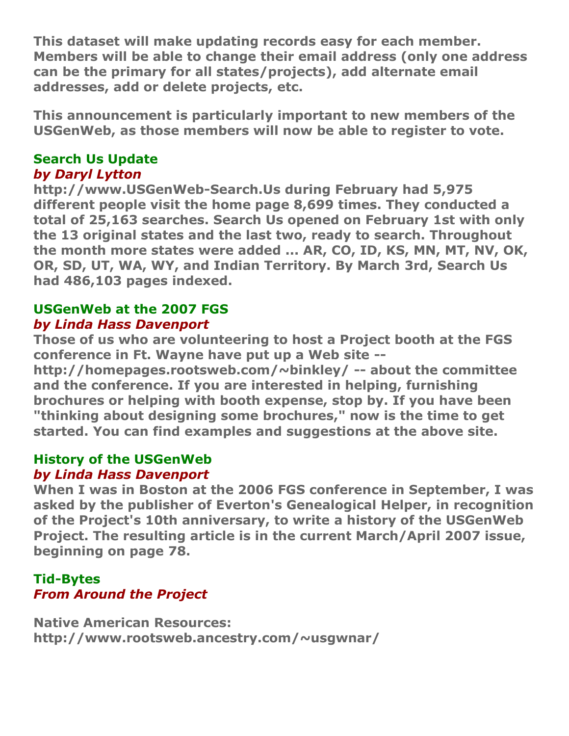This dataset will make updating records easy for each member. Members will be able to change their email address (only one address can be the primary for all states/projects), add alternate email addresses, add or delete projects, etc.

This announcement is particularly important to new members of the USGenWeb, as those members will now be able to register to vote.

## Search Us Update

*by Daryl Lytton*

http://www.USGenWeb-Search.Us during February had 5,975 different people visit the home page 8,699 times. They conducted a total of 25,163 searches. Search Us opened on February 1st with only the 13 original states and the last two, ready to search. Throughout the month more states were added ... AR, CO, ID, KS, MN, MT, NV, OK, OR, SD, UT, WA, WY, and Indian Territory. By March 3rd, Search Us had 486,103 pages indexed.

## USGenWeb at the 2007 FGS

*by Linda Hass Davenport*

Those of us who are volunteering to host a Project booth at the FGS conference in Ft. Wayne have put up a Web site -- http://homepages.rootsweb.com/~binkley/ -- about the committee and the conference. If you are interested in helping, furnishing brochures or helping with booth expense, stop by. If you have been "thinking about designing some brochures," now is the time to get started. You can find examples and suggestions at the above site.

## History of the USGenWeb

*by Linda Hass Davenport*

When I was in Boston at the 2006 FGS conference in September, I was asked by the publisher of Everton's Genealogical Helper, in recognition of the Project's 10th anniversary, to write a history of the USGenWeb Project. The resulting article is in the current March/April 2007 issue, beginning on page 78.

## Tid-Bytes

*From Around the Project*

Native American Resources:
http://www.rootsweb.ancestry.com/~usgwnar/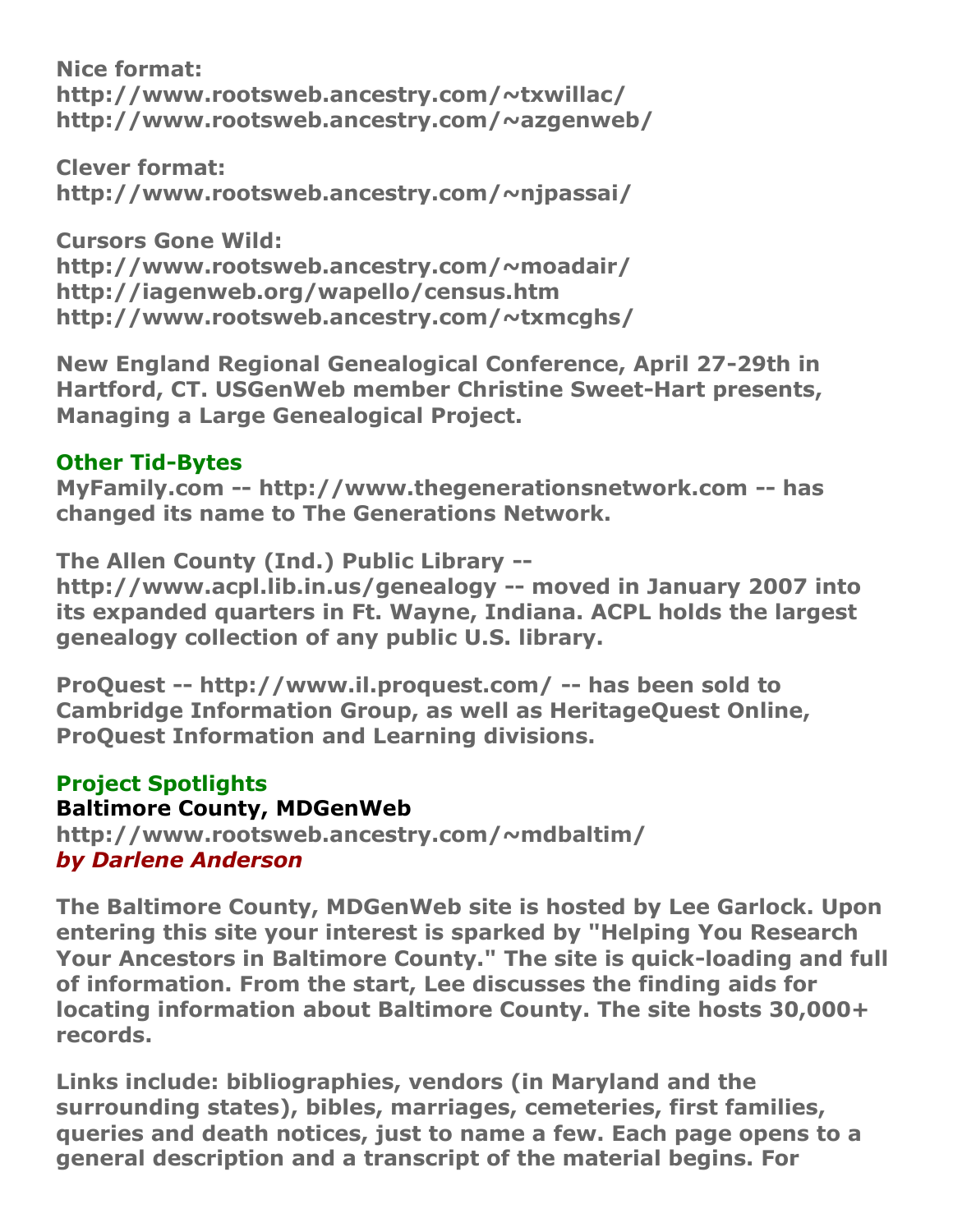**Nice format:**
**http://www.rootsweb.ancestry.com/~txwillac/**
**http://www.rootsweb.ancestry.com/~azgenweb/**

**Clever format:**
**http://www.rootsweb.ancestry.com/~njpassai/**

**Cursors Gone Wild:**
**http://www.rootsweb.ancestry.com/~moadair/**
**http://iagenweb.org/wapello/census.htm**
**http://www.rootsweb.ancestry.com/~txmcghs/**

**New England Regional Genealogical Conference, April 27-29th in Hartford, CT. USGenWeb member Christine Sweet-Hart presents, Managing a Large Genealogical Project.**

## Other Tid-Bytes

**MyFamily.com -- http://www.thegenerationsnetwork.com -- has changed its name to The Generations Network.**

**The Allen County (Ind.) Public Library -- http://www.acpl.lib.in.us/genealogy -- moved in January 2007 into its expanded quarters in Ft. Wayne, Indiana. ACPL holds the largest genealogy collection of any public U.S. library.**

**ProQuest -- http://www.il.proquest.com/ -- has been sold to Cambridge Information Group, as well as HeritageQuest Online, ProQuest Information and Learning divisions.**

## Project Spotlights

### Baltimore County, MDGenWeb

**http://www.rootsweb.ancestry.com/~mdbaltim/**
***by Darlene Anderson***

**The Baltimore County, MDGenWeb site is hosted by Lee Garlock. Upon entering this site your interest is sparked by "Helping You Research Your Ancestors in Baltimore County." The site is quick-loading and full of information. From the start, Lee discusses the finding aids for locating information about Baltimore County. The site hosts 30,000+ records.**

**Links include: bibliographies, vendors (in Maryland and the surrounding states), bibles, marriages, cemeteries, first families, queries and death notices, just to name a few. Each page opens to a general description and a transcript of the material begins. For**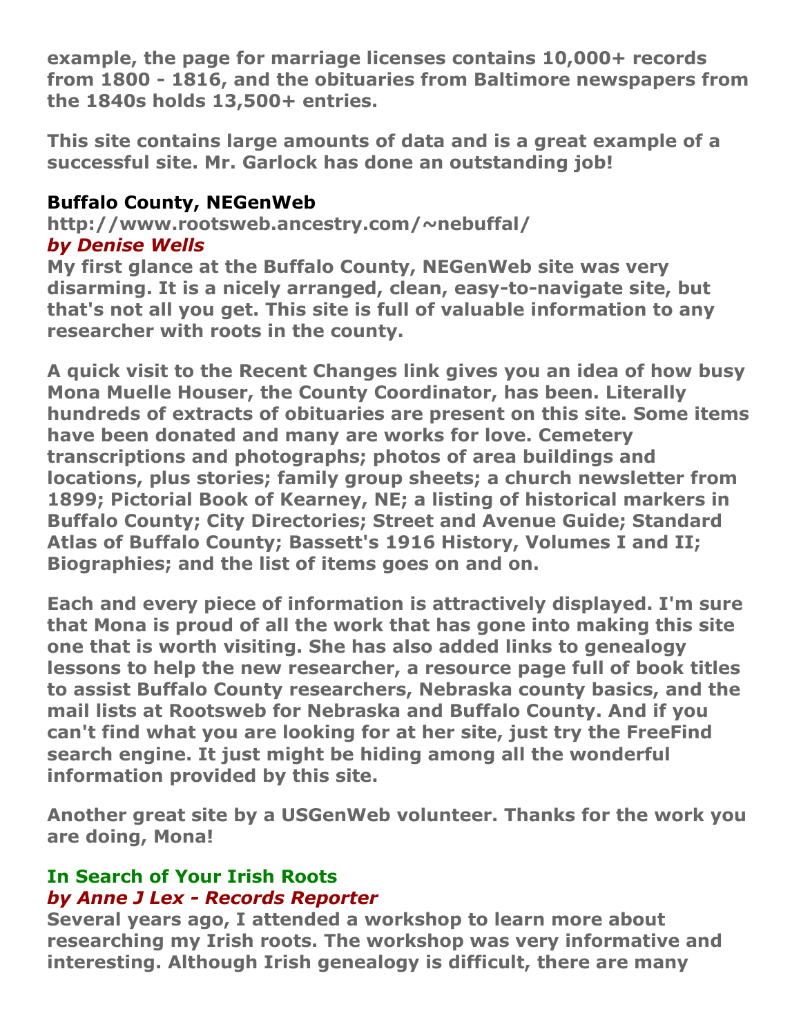example, the page for marriage licenses contains 10,000+ records from 1800 - 1816, and the obituaries from Baltimore newspapers from the 1840s holds 13,500+ entries.

This site contains large amounts of data and is a great example of a successful site. Mr. Garlock has done an outstanding job!

### Buffalo County, NEGenWeb

http://www.rootsweb.ancestry.com/~nebuffal/
*by Denise Wells*

My first glance at the Buffalo County, NEGenWeb site was very disarming. It is a nicely arranged, clean, easy-to-navigate site, but that's not all you get. This site is full of valuable information to any researcher with roots in the county.

A quick visit to the Recent Changes link gives you an idea of how busy Mona Muelle Houser, the County Coordinator, has been. Literally hundreds of extracts of obituaries are present on this site. Some items have been donated and many are works for love. Cemetery transcriptions and photographs; photos of area buildings and locations, plus stories; family group sheets; a church newsletter from 1899; Pictorial Book of Kearney, NE; a listing of historical markers in Buffalo County; City Directories; Street and Avenue Guide; Standard Atlas of Buffalo County; Bassett's 1916 History, Volumes I and II; Biographies; and the list of items goes on and on.

Each and every piece of information is attractively displayed. I'm sure that Mona is proud of all the work that has gone into making this site one that is worth visiting. She has also added links to genealogy lessons to help the new researcher, a resource page full of book titles to assist Buffalo County researchers, Nebraska county basics, and the mail lists at Rootsweb for Nebraska and Buffalo County. And if you can't find what you are looking for at her site, just try the FreeFind search engine. It just might be hiding among all the wonderful information provided by this site.

Another great site by a USGenWeb volunteer. Thanks for the work you are doing, Mona!

## In Search of Your Irish Roots

*by Anne J Lex - Records Reporter*

Several years ago, I attended a workshop to learn more about researching my Irish roots. The workshop was very informative and interesting. Although Irish genealogy is difficult, there are many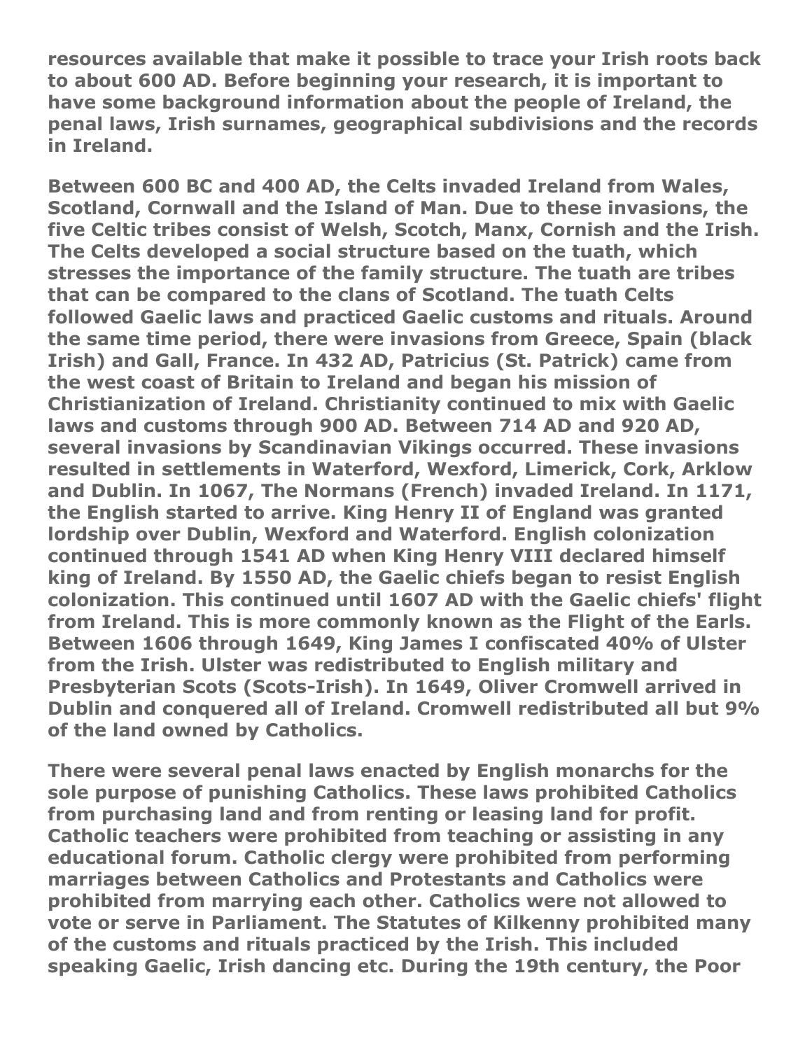**resources available that make it possible to trace your Irish roots back to about 600 AD. Before beginning your research, it is important to have some background information about the people of Ireland, the penal laws, Irish surnames, geographical subdivisions and the records in Ireland.**

**Between 600 BC and 400 AD, the Celts invaded Ireland from Wales, Scotland, Cornwall and the Island of Man. Due to these invasions, the five Celtic tribes consist of Welsh, Scotch, Manx, Cornish and the Irish. The Celts developed a social structure based on the tuath, which stresses the importance of the family structure. The tuath are tribes that can be compared to the clans of Scotland. The tuath Celts followed Gaelic laws and practiced Gaelic customs and rituals. Around the same time period, there were invasions from Greece, Spain (black Irish) and Gall, France. In 432 AD, Patricius (St. Patrick) came from the west coast of Britain to Ireland and began his mission of Christianization of Ireland. Christianity continued to mix with Gaelic laws and customs through 900 AD. Between 714 AD and 920 AD, several invasions by Scandinavian Vikings occurred. These invasions resulted in settlements in Waterford, Wexford, Limerick, Cork, Arklow and Dublin. In 1067, The Normans (French) invaded Ireland. In 1171, the English started to arrive. King Henry II of England was granted lordship over Dublin, Wexford and Waterford. English colonization continued through 1541 AD when King Henry VIII declared himself king of Ireland. By 1550 AD, the Gaelic chiefs began to resist English colonization. This continued until 1607 AD with the Gaelic chiefs' flight from Ireland. This is more commonly known as the Flight of the Earls. Between 1606 through 1649, King James I confiscated 40% of Ulster from the Irish. Ulster was redistributed to English military and Presbyterian Scots (Scots-Irish). In 1649, Oliver Cromwell arrived in Dublin and conquered all of Ireland. Cromwell redistributed all but 9% of the land owned by Catholics.**

**There were several penal laws enacted by English monarchs for the sole purpose of punishing Catholics. These laws prohibited Catholics from purchasing land and from renting or leasing land for profit. Catholic teachers were prohibited from teaching or assisting in any educational forum. Catholic clergy were prohibited from performing marriages between Catholics and Protestants and Catholics were prohibited from marrying each other. Catholics were not allowed to vote or serve in Parliament. The Statutes of Kilkenny prohibited many of the customs and rituals practiced by the Irish. This included speaking Gaelic, Irish dancing etc. During the 19th century, the Poor**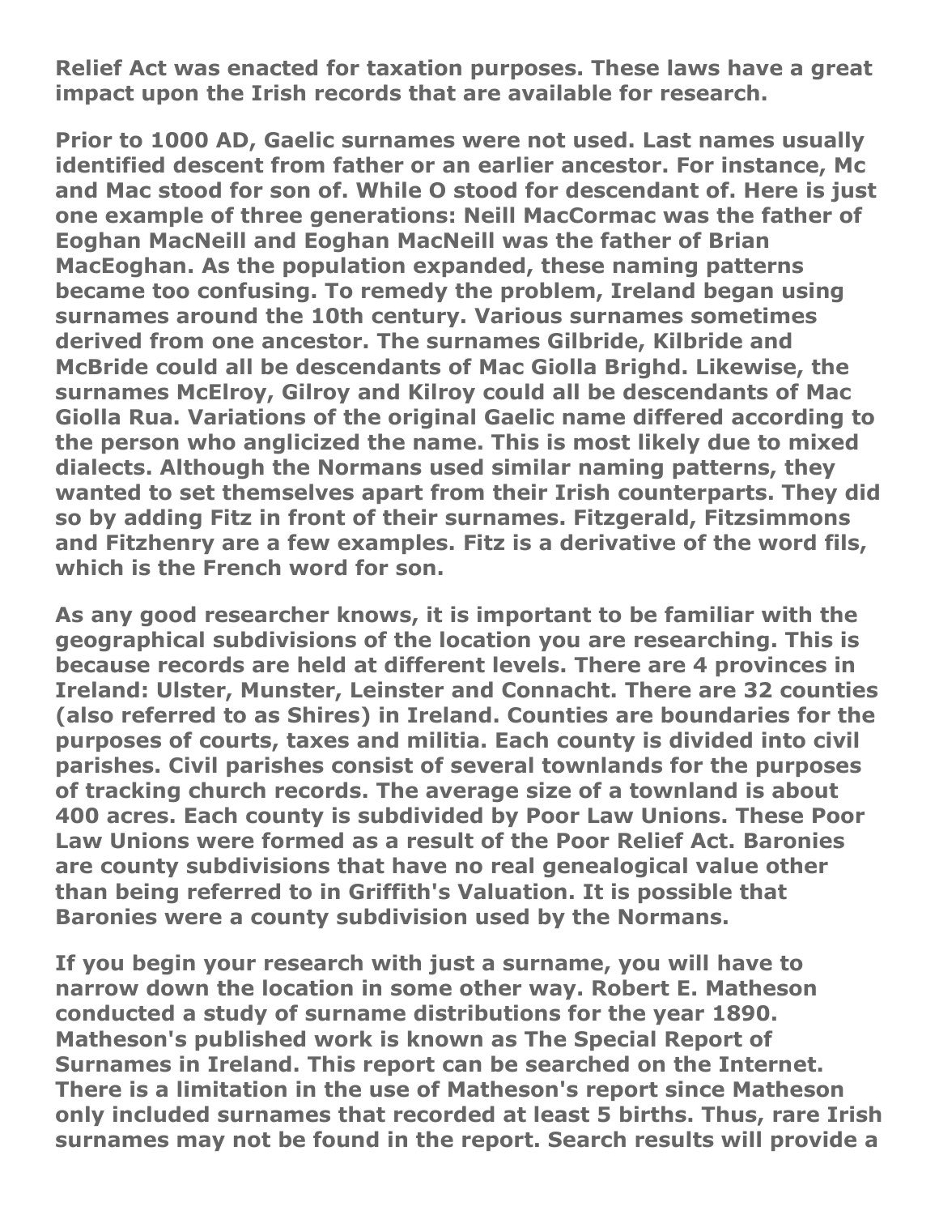Relief Act was enacted for taxation purposes. These laws have a great impact upon the Irish records that are available for research.

Prior to 1000 AD, Gaelic surnames were not used. Last names usually identified descent from father or an earlier ancestor. For instance, Mc and Mac stood for son of. While O stood for descendant of. Here is just one example of three generations: Neill MacCormac was the father of Eoghan MacNeill and Eoghan MacNeill was the father of Brian MacEoghan. As the population expanded, these naming patterns became too confusing. To remedy the problem, Ireland began using surnames around the 10th century. Various surnames sometimes derived from one ancestor. The surnames Gilbride, Kilbride and McBride could all be descendants of Mac Giolla Brighd. Likewise, the surnames McElroy, Gilroy and Kilroy could all be descendants of Mac Giolla Rua. Variations of the original Gaelic name differed according to the person who anglicized the name. This is most likely due to mixed dialects. Although the Normans used similar naming patterns, they wanted to set themselves apart from their Irish counterparts. They did so by adding Fitz in front of their surnames. Fitzgerald, Fitzsimmons and Fitzhenry are a few examples. Fitz is a derivative of the word fils, which is the French word for son.

As any good researcher knows, it is important to be familiar with the geographical subdivisions of the location you are researching. This is because records are held at different levels. There are 4 provinces in Ireland: Ulster, Munster, Leinster and Connacht. There are 32 counties (also referred to as Shires) in Ireland. Counties are boundaries for the purposes of courts, taxes and militia. Each county is divided into civil parishes. Civil parishes consist of several townlands for the purposes of tracking church records. The average size of a townland is about 400 acres. Each county is subdivided by Poor Law Unions. These Poor Law Unions were formed as a result of the Poor Relief Act. Baronies are county subdivisions that have no real genealogical value other than being referred to in Griffith's Valuation. It is possible that Baronies were a county subdivision used by the Normans.

If you begin your research with just a surname, you will have to narrow down the location in some other way. Robert E. Matheson conducted a study of surname distributions for the year 1890. Matheson's published work is known as The Special Report of Surnames in Ireland. This report can be searched on the Internet. There is a limitation in the use of Matheson's report since Matheson only included surnames that recorded at least 5 births. Thus, rare Irish surnames may not be found in the report. Search results will provide a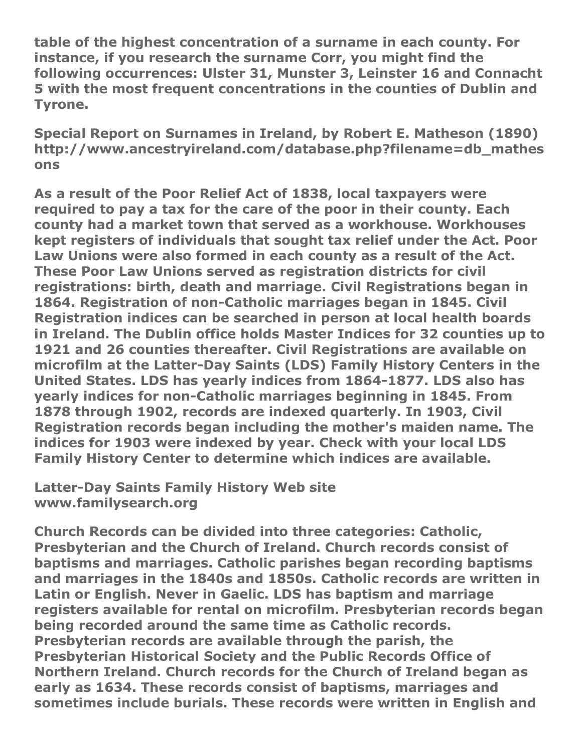**table of the highest concentration of a surname in each county. For instance, if you research the surname Corr, you might find the following occurrences: Ulster 31, Munster 3, Leinster 16 and Connacht 5 with the most frequent concentrations in the counties of Dublin and Tyrone.**

**Special Report on Surnames in Ireland, by Robert E. Matheson (1890) http://www.ancestryireland.com/database.php?filename=db_mathesons**

**As a result of the Poor Relief Act of 1838, local taxpayers were required to pay a tax for the care of the poor in their county. Each county had a market town that served as a workhouse. Workhouses kept registers of individuals that sought tax relief under the Act. Poor Law Unions were also formed in each county as a result of the Act. These Poor Law Unions served as registration districts for civil registrations: birth, death and marriage. Civil Registrations began in 1864. Registration of non-Catholic marriages began in 1845. Civil Registration indices can be searched in person at local health boards in Ireland. The Dublin office holds Master Indices for 32 counties up to 1921 and 26 counties thereafter. Civil Registrations are available on microfilm at the Latter-Day Saints (LDS) Family History Centers in the United States. LDS has yearly indices from 1864-1877. LDS also has yearly indices for non-Catholic marriages beginning in 1845. From 1878 through 1902, records are indexed quarterly. In 1903, Civil Registration records began including the mother's maiden name. The indices for 1903 were indexed by year. Check with your local LDS Family History Center to determine which indices are available.**

**Latter-Day Saints Family History Web site www.familysearch.org**

**Church Records can be divided into three categories: Catholic, Presbyterian and the Church of Ireland. Church records consist of baptisms and marriages. Catholic parishes began recording baptisms and marriages in the 1840s and 1850s. Catholic records are written in Latin or English. Never in Gaelic. LDS has baptism and marriage registers available for rental on microfilm. Presbyterian records began being recorded around the same time as Catholic records. Presbyterian records are available through the parish, the Presbyterian Historical Society and the Public Records Office of Northern Ireland. Church records for the Church of Ireland began as early as 1634. These records consist of baptisms, marriages and sometimes include burials. These records were written in English and**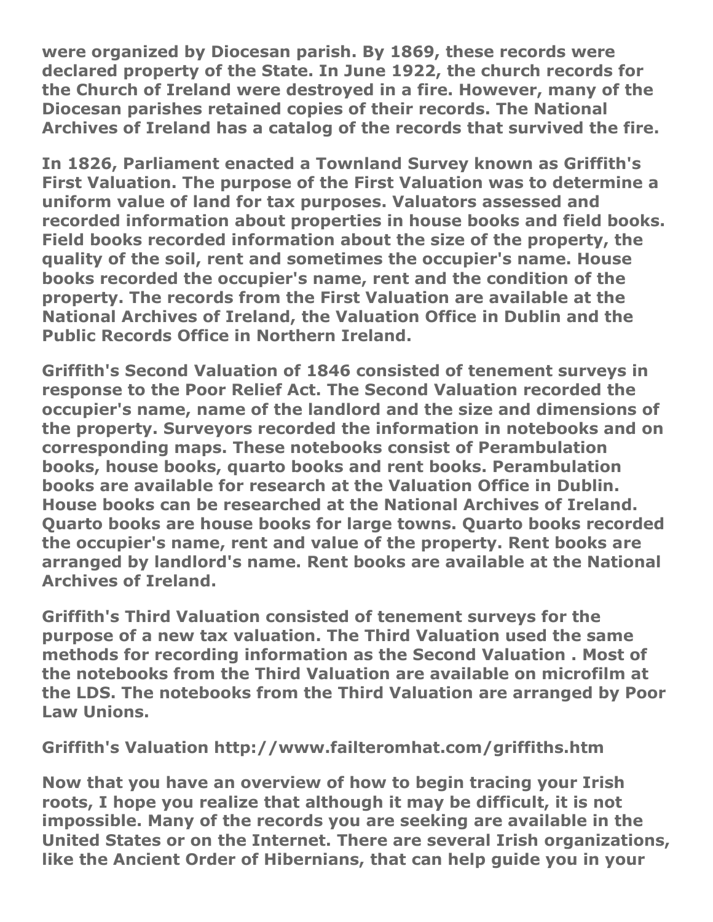were organized by Diocesan parish. By 1869, these records were declared property of the State. In June 1922, the church records for the Church of Ireland were destroyed in a fire. However, many of the Diocesan parishes retained copies of their records. The National Archives of Ireland has a catalog of the records that survived the fire.

In 1826, Parliament enacted a Townland Survey known as Griffith's First Valuation. The purpose of the First Valuation was to determine a uniform value of land for tax purposes. Valuators assessed and recorded information about properties in house books and field books. Field books recorded information about the size of the property, the quality of the soil, rent and sometimes the occupier's name. House books recorded the occupier's name, rent and the condition of the property. The records from the First Valuation are available at the National Archives of Ireland, the Valuation Office in Dublin and the Public Records Office in Northern Ireland.

Griffith's Second Valuation of 1846 consisted of tenement surveys in response to the Poor Relief Act. The Second Valuation recorded the occupier's name, name of the landlord and the size and dimensions of the property. Surveyors recorded the information in notebooks and on corresponding maps. These notebooks consist of Perambulation books, house books, quarto books and rent books. Perambulation books are available for research at the Valuation Office in Dublin. House books can be researched at the National Archives of Ireland. Quarto books are house books for large towns. Quarto books recorded the occupier's name, rent and value of the property. Rent books are arranged by landlord's name. Rent books are available at the National Archives of Ireland.

Griffith's Third Valuation consisted of tenement surveys for the purpose of a new tax valuation. The Third Valuation used the same methods for recording information as the Second Valuation . Most of the notebooks from the Third Valuation are available on microfilm at the LDS. The notebooks from the Third Valuation are arranged by Poor Law Unions.

Griffith's Valuation http://www.failteromhat.com/griffiths.htm

Now that you have an overview of how to begin tracing your Irish roots, I hope you realize that although it may be difficult, it is not impossible. Many of the records you are seeking are available in the United States or on the Internet. There are several Irish organizations, like the Ancient Order of Hibernians, that can help guide you in your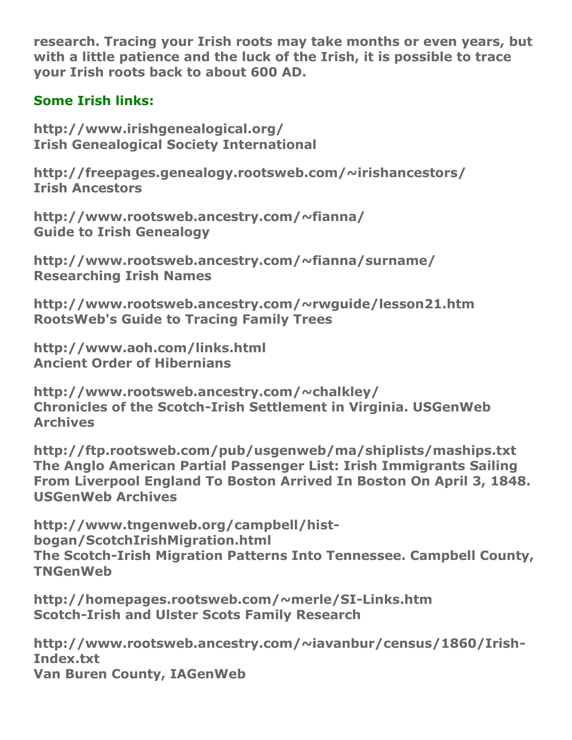**research. Tracing your Irish roots may take months or even years, but with a little patience and the luck of the Irish, it is possible to trace your Irish roots back to about 600 AD.**

## Some Irish links:

**http://www.irishgenealogical.org/**
**Irish Genealogical Society International**

**http://freepages.genealogy.rootsweb.com/~irishancestors/**
**Irish Ancestors**

**http://www.rootsweb.ancestry.com/~fianna/**
**Guide to Irish Genealogy**

**http://www.rootsweb.ancestry.com/~fianna/surname/**
**Researching Irish Names**

**http://www.rootsweb.ancestry.com/~rwguide/lesson21.htm**
**RootsWeb's Guide to Tracing Family Trees**

**http://www.aoh.com/links.html**
**Ancient Order of Hibernians**

**http://www.rootsweb.ancestry.com/~chalkley/**
**Chronicles of the Scotch-Irish Settlement in Virginia. USGenWeb Archives**

**http://ftp.rootsweb.com/pub/usgenweb/ma/shiplists/maships.txt**
**The Anglo American Partial Passenger List: Irish Immigrants Sailing From Liverpool England To Boston Arrived In Boston On April 3, 1848. USGenWeb Archives**

**http://www.tngenweb.org/campbell/hist-bogan/ScotchIrishMigration.html**
**The Scotch-Irish Migration Patterns Into Tennessee. Campbell County, TNGenWeb**

**http://homepages.rootsweb.com/~merle/SI-Links.htm**
**Scotch-Irish and Ulster Scots Family Research**

**http://www.rootsweb.ancestry.com/~iavanbur/census/1860/Irish-Index.txt**
**Van Buren County, IAGenWeb**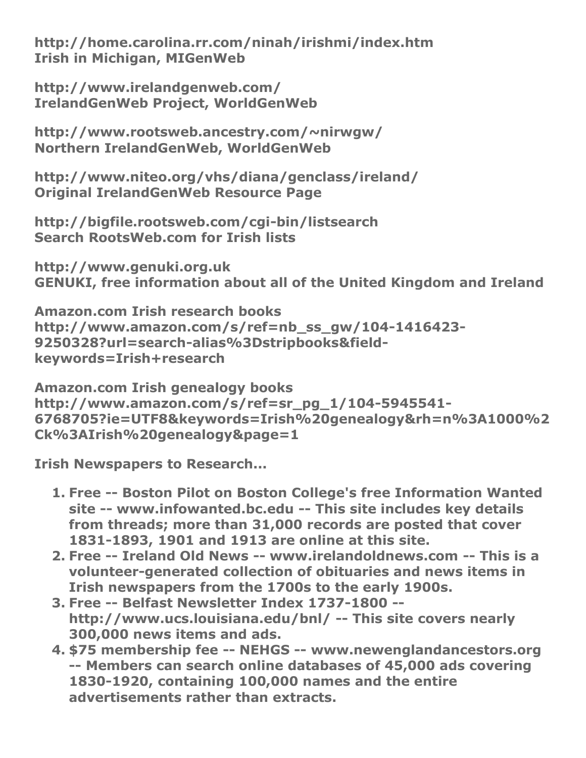**http://home.carolina.rr.com/ninah/irishmi/index.htm**
**Irish in Michigan, MIGenWeb**

**http://www.irelandgenweb.com/**
**IrelandGenWeb Project, WorldGenWeb**

**http://www.rootsweb.ancestry.com/~nirwgw/**
**Northern IrelandGenWeb, WorldGenWeb**

**http://www.niteo.org/vhs/diana/genclass/ireland/**
**Original IrelandGenWeb Resource Page**

**http://bigfile.rootsweb.com/cgi-bin/listsearch**
**Search RootsWeb.com for Irish lists**

**http://www.genuki.org.uk**
**GENUKI, free information about all of the United Kingdom and Ireland**

**Amazon.com Irish research books**
**http://www.amazon.com/s/ref=nb_ss_gw/104-1416423-9250328?url=search-alias%3Dstripbooks&field-keywords=Irish+research**

**Amazon.com Irish genealogy books**
**http://www.amazon.com/s/ref=sr_pg_1/104-5945541-6768705?ie=UTF8&keywords=Irish%20genealogy&rh=n%3A1000%2Ck%3AIrish%20genealogy&page=1**

**Irish Newspapers to Research...**

1. **Free -- Boston Pilot on Boston College's free Information Wanted site -- www.infowanted.bc.edu -- This site includes key details from threads; more than 31,000 records are posted that cover 1831-1893, 1901 and 1913 are online at this site.**
2. **Free -- Ireland Old News -- www.irelandoldnews.com -- This is a volunteer-generated collection of obituaries and news items in Irish newspapers from the 1700s to the early 1900s.**
3. **Free -- Belfast Newsletter Index 1737-1800 -- http://www.ucs.louisiana.edu/bnl/ -- This site covers nearly 300,000 news items and ads.**
4. **$75 membership fee -- NEHGS -- www.newenglandancestors.org -- Members can search online databases of 45,000 ads covering 1830-1920, containing 100,000 names and the entire advertisements rather than extracts.**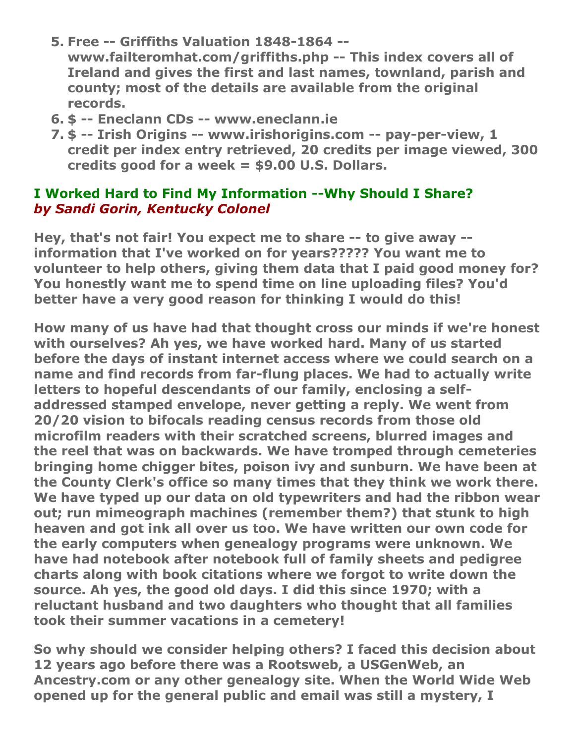5. **Free -- Griffiths Valuation 1848-1864 -- www.failteromhat.com/griffiths.php -- This index covers all of Ireland and gives the first and last names, townland, parish and county; most of the details are available from the original records.**
6. **$ -- Eneclann CDs -- www.eneclann.ie**
7. **$ -- Irish Origins -- www.irishorigins.com -- pay-per-view, 1 credit per index entry retrieved, 20 credits per image viewed, 300 credits good for a week = $9.00 U.S. Dollars.**

## I Worked Hard to Find My Information --Why Should I Share?

***by Sandi Gorin, Kentucky Colonel***

**Hey, that's not fair! You expect me to share -- to give away -- information that I've worked on for years????? You want me to volunteer to help others, giving them data that I paid good money for? You honestly want me to spend time on line uploading files? You'd better have a very good reason for thinking I would do this!**

**How many of us have had that thought cross our minds if we're honest with ourselves? Ah yes, we have worked hard. Many of us started before the days of instant internet access where we could search on a name and find records from far-flung places. We had to actually write letters to hopeful descendants of our family, enclosing a self-addressed stamped envelope, never getting a reply. We went from 20/20 vision to bifocals reading census records from those old microfilm readers with their scratched screens, blurred images and the reel that was on backwards. We have tromped through cemeteries bringing home chigger bites, poison ivy and sunburn. We have been at the County Clerk's office so many times that they think we work there. We have typed up our data on old typewriters and had the ribbon wear out; run mimeograph machines (remember them?) that stunk to high heaven and got ink all over us too. We have written our own code for the early computers when genealogy programs were unknown. We have had notebook after notebook full of family sheets and pedigree charts along with book citations where we forgot to write down the source. Ah yes, the good old days. I did this since 1970; with a reluctant husband and two daughters who thought that all families took their summer vacations in a cemetery!**

**So why should we consider helping others? I faced this decision about 12 years ago before there was a Rootsweb, a USGenWeb, an Ancestry.com or any other genealogy site. When the World Wide Web opened up for the general public and email was still a mystery, I**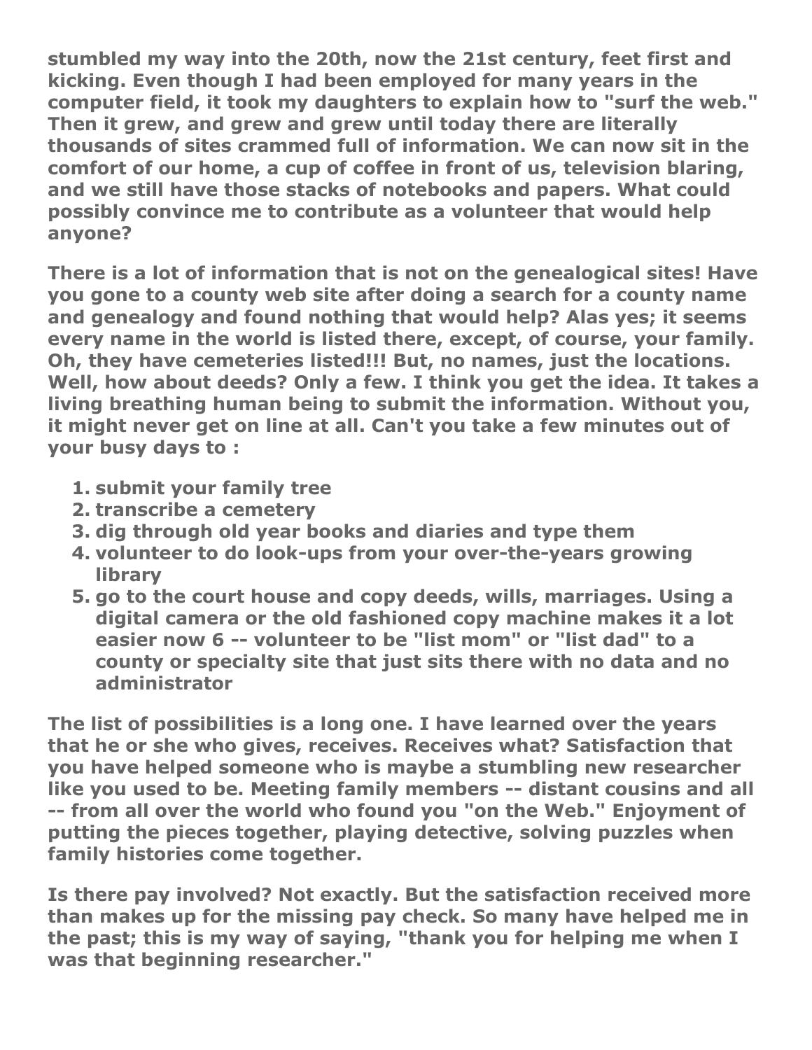stumbled my way into the 20th, now the 21st century, feet first and kicking. Even though I had been employed for many years in the computer field, it took my daughters to explain how to "surf the web." Then it grew, and grew and grew until today there are literally thousands of sites crammed full of information. We can now sit in the comfort of our home, a cup of coffee in front of us, television blaring, and we still have those stacks of notebooks and papers. What could possibly convince me to contribute as a volunteer that would help anyone?

There is a lot of information that is not on the genealogical sites! Have you gone to a county web site after doing a search for a county name and genealogy and found nothing that would help? Alas yes; it seems every name in the world is listed there, except, of course, your family. Oh, they have cemeteries listed!!! But, no names, just the locations. Well, how about deeds? Only a few. I think you get the idea. It takes a living breathing human being to submit the information. Without you, it might never get on line at all. Can't you take a few minutes out of your busy days to :

1. submit your family tree
2. transcribe a cemetery
3. dig through old year books and diaries and type them
4. volunteer to do look-ups from your over-the-years growing library
5. go to the court house and copy deeds, wills, marriages. Using a digital camera or the old fashioned copy machine makes it a lot easier now 6 -- volunteer to be "list mom" or "list dad" to a county or specialty site that just sits there with no data and no administrator

The list of possibilities is a long one. I have learned over the years that he or she who gives, receives. Receives what? Satisfaction that you have helped someone who is maybe a stumbling new researcher like you used to be. Meeting family members -- distant cousins and all -- from all over the world who found you "on the Web." Enjoyment of putting the pieces together, playing detective, solving puzzles when family histories come together.

Is there pay involved? Not exactly. But the satisfaction received more than makes up for the missing pay check. So many have helped me in the past; this is my way of saying, "thank you for helping me when I was that beginning researcher."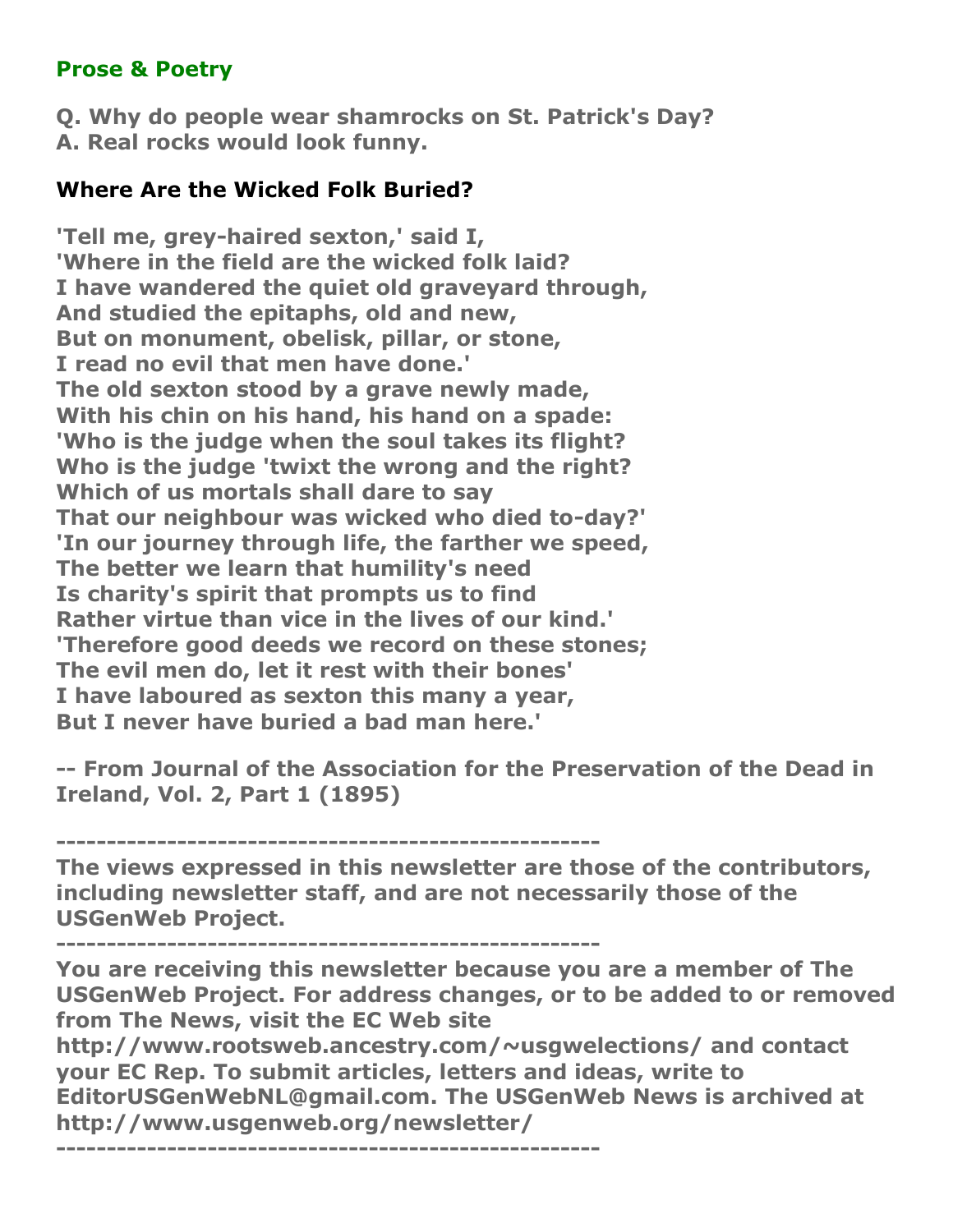## Prose & Poetry

**Q. Why do people wear shamrocks on St. Patrick's Day?**
**A. Real rocks would look funny.**

### Where Are the Wicked Folk Buried?

**'Tell me, grey-haired sexton,' said I,**
**'Where in the field are the wicked folk laid?**
**I have wandered the quiet old graveyard through,**
**And studied the epitaphs, old and new,**
**But on monument, obelisk, pillar, or stone,**
**I read no evil that men have done.'**
**The old sexton stood by a grave newly made,**
**With his chin on his hand, his hand on a spade:**
**'Who is the judge when the soul takes its flight?**
**Who is the judge 'twixt the wrong and the right?**
**Which of us mortals shall dare to say**
**That our neighbour was wicked who died to-day?'**
**'In our journey through life, the farther we speed,**
**The better we learn that humility's need**
**Is charity's spirit that prompts us to find**
**Rather virtue than vice in the lives of our kind.'**
**'Therefore good deeds we record on these stones;**
**The evil men do, let it rest with their bones'**
**I have laboured as sexton this many a year,**
**But I never have buried a bad man here.'**

**-- From Journal of the Association for the Preservation of the Dead in Ireland, Vol. 2, Part 1 (1895)**

---

**The views expressed in this newsletter are those of the contributors, including newsletter staff, and are not necessarily those of the USGenWeb Project.**

---

**You are receiving this newsletter because you are a member of The USGenWeb Project. For address changes, or to be added to or removed from The News, visit the EC Web site http://www.rootsweb.ancestry.com/~usgwelections/ and contact your EC Rep. To submit articles, letters and ideas, write to EditorUSGenWebNL@gmail.com. The USGenWeb News is archived at http://www.usgenweb.org/newsletter/**

---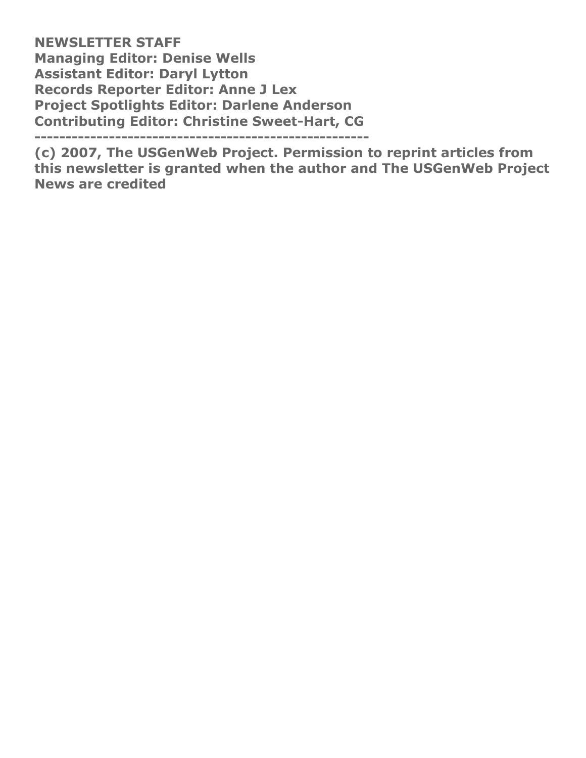**NEWSLETTER STAFF**
**Managing Editor: Denise Wells**
**Assistant Editor: Daryl Lytton**
**Records Reporter Editor: Anne J Lex**
**Project Spotlights Editor: Darlene Anderson**
**Contributing Editor: Christine Sweet-Hart, CG**

---

**(c) 2007, The USGenWeb Project. Permission to reprint articles from this newsletter is granted when the author and The USGenWeb Project News are credited**